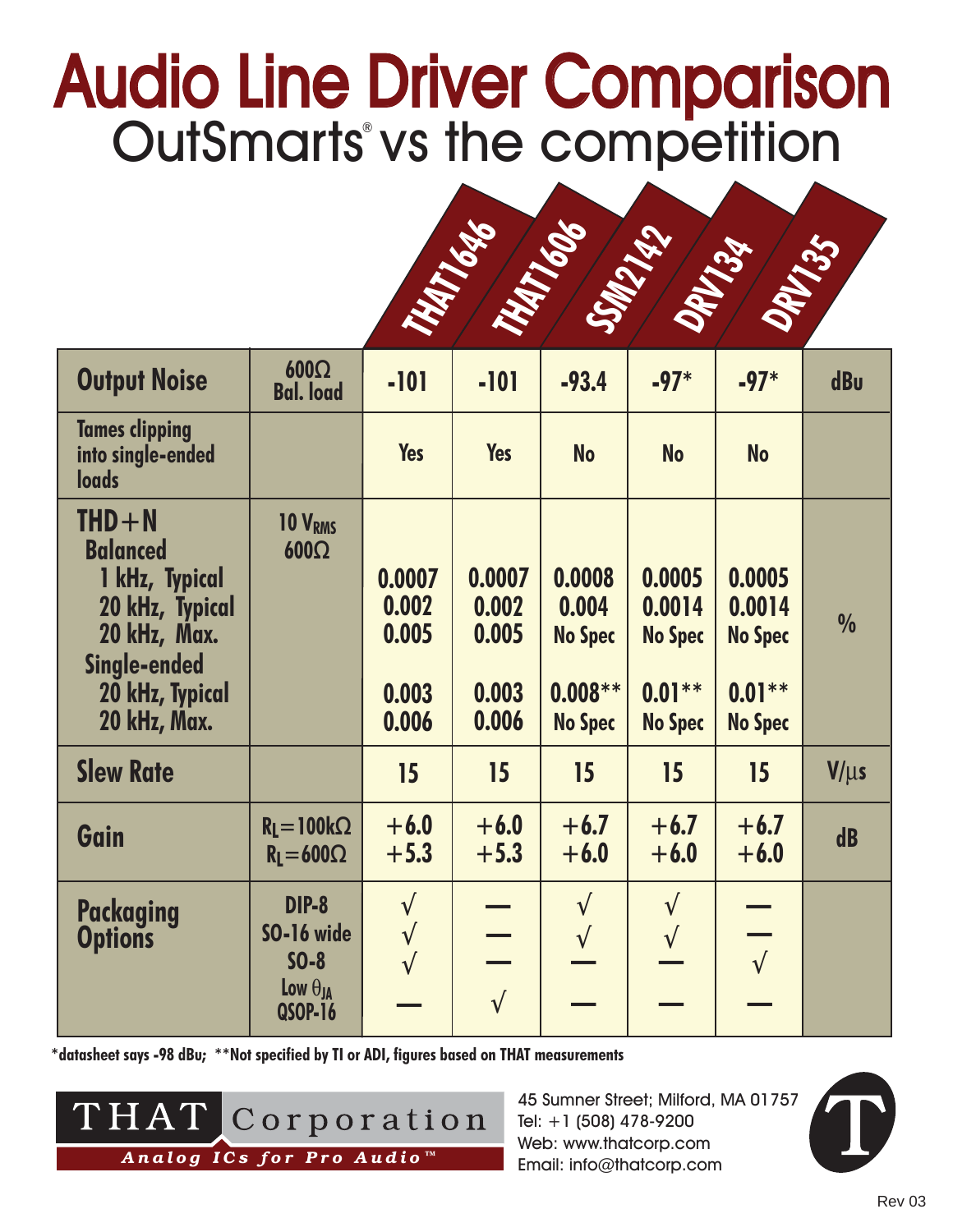# Audio Line Driver Comparison

## OutSmarts® vs the competition

| | | THAT1646 | THAT1606 | SSM2142 | DRV134 | DRV135 | |
|---|---|---|---|---|---|---|---|
| **Output Noise** | 600Ω Bal. load | -101 | -101 | -93.4 | -97* | -97* | dBu |
| **Tames clipping into single-ended loads** | | Yes | Yes | No | No | No | |
| **THD+N** | $10\ V_{RMS}$ 600Ω | | | | | | % |
| Balanced | | | | | | | |
| 1 kHz, Typical | | 0.0007 | 0.0007 | 0.0008 | 0.0005 | 0.0005 | |
| 20 kHz, Typical | | 0.002 | 0.002 | 0.004 | 0.0014 | 0.0014 | |
| 20 kHz, Max. | | 0.005 | 0.005 | No Spec | No Spec | No Spec | |
| Single-ended | | | | | | | |
| 20 kHz, Typical | | 0.003 | 0.003 | 0.008** | 0.01** | 0.01** | |
| 20 kHz, Max. | | 0.006 | 0.006 | No Spec | No Spec | No Spec | |
| **Slew Rate** | | 15 | 15 | 15 | 15 | 15 | V/µs |
| **Gain** | $R_L$=100kΩ | +6.0 | +6.0 | +6.7 | +6.7 | +6.7 | dB |
| | $R_L$=600Ω | +5.3 | +5.3 | +6.0 | +6.0 | +6.0 | dB |
| **Packaging Options** | DIP-8 | √ | — | √ | √ | — | |
| | SO-16 wide | √ | — | √ | √ | — | |
| | SO-8 | √ | — | — | — | √ | |
| | Low $\theta_{JA}$ QSOP-16 | — | √ | — | — | — | |

*datasheet says -98 dBu; **Not specified by TI or ADI, figures based on THAT measurements

THAT Corporation
*Analog ICs for Pro Audio™*

45 Sumner Street; Milford, MA 01757
Tel: +1 (508) 478-9200
Web: www.thatcorp.com
Email: info@thatcorp.com

Rev 03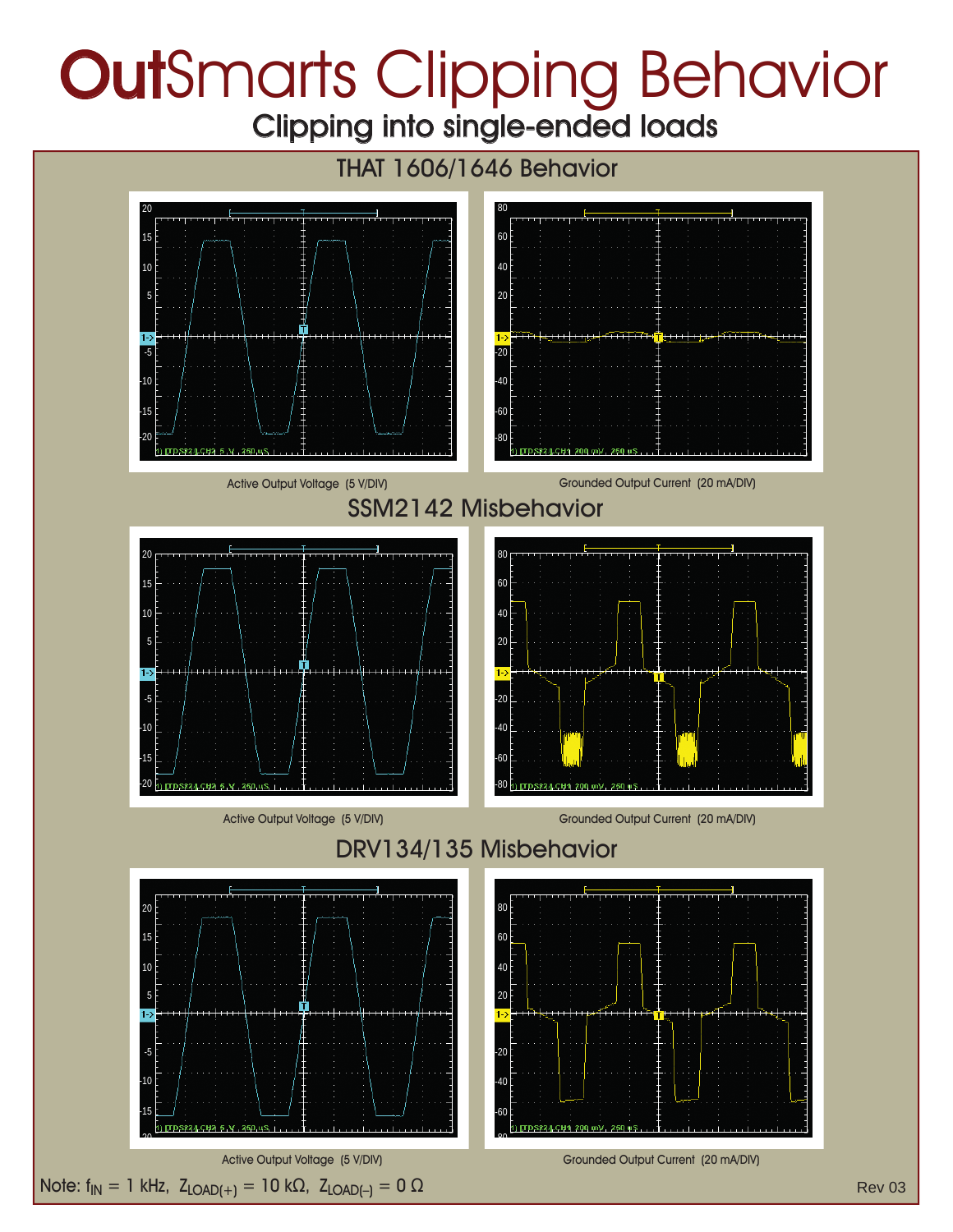# OutSmarts Clipping Behavior

## Clipping into single-ended loads

### THAT 1606/1646 Behavior

20
15
10
5
1->
-5
-10
-15
-20
1) [TDS224] CH2 5 V 250 uS

Active Output Voltage (5 V/DIV)

80
60
40
20
1->
-20
-40
-60
-80
1) [TDS224] CH1 200 mV 250 uS

Grounded Output Current (20 mA/DIV)

### SSM2142 Misbehavior

20
15
10
5
1->
-5
-10
-15
-20
1) [TDS224] CH2 5 V 250 uS

Active Output Voltage (5 V/DIV)

80
60
40
20
1->
-20
-40
-60
-80
1) [TDS224] CH1 200 mV 250 uS

Grounded Output Current (20 mA/DIV)

### DRV134/135 Misbehavior

20
15
10
5
1->
-5
-10
-15
-20
1) [TDS224] CH2 5 V 250 uS

Active Output Voltage (5 V/DIV)

80
60
40
20
1->
-20
-40
-60
-80
1) [TDS224] CH1 200 mV 250 uS

Grounded Output Current (20 mA/DIV)

Note: $f_{IN}$ = 1 kHz, $Z_{LOAD(+)}$ = 10 kΩ, $Z_{LOAD(-)}$ = 0 Ω

Rev 03